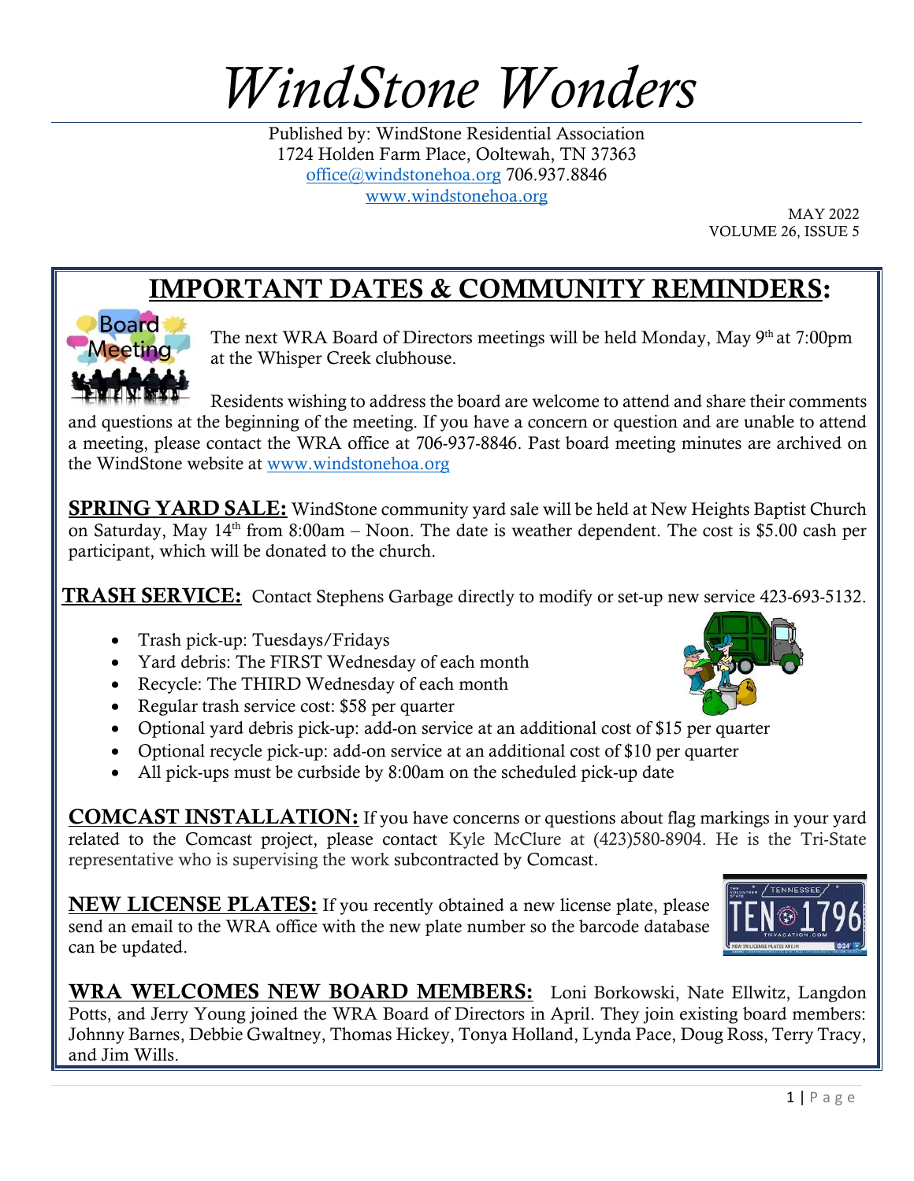# *WindStone Wonders*

Published by: WindStone Residential Association
1724 Holden Farm Place, Ooltewah, TN 37363
office@windstonehoa.org 706.937.8846
www.windstonehoa.org

MAY 2022
VOLUME 26, ISSUE 5

## IMPORTANT DATES & COMMUNITY REMINDERS:

The next WRA Board of Directors meetings will be held Monday, May 9th at 7:00pm at the Whisper Creek clubhouse.

Residents wishing to address the board are welcome to attend and share their comments and questions at the beginning of the meeting. If you have a concern or question and are unable to attend a meeting, please contact the WRA office at 706-937-8846. Past board meeting minutes are archived on the WindStone website at www.windstonehoa.org

**SPRING YARD SALE:** WindStone community yard sale will be held at New Heights Baptist Church on Saturday, May 14th from 8:00am – Noon. The date is weather dependent. The cost is $5.00 cash per participant, which will be donated to the church.

**TRASH SERVICE:** Contact Stephens Garbage directly to modify or set-up new service 423-693-5132.

- Trash pick-up: Tuesdays/Fridays
- Yard debris: The FIRST Wednesday of each month
- Recycle: The THIRD Wednesday of each month
- Regular trash service cost: $58 per quarter
- Optional yard debris pick-up: add-on service at an additional cost of $15 per quarter
- Optional recycle pick-up: add-on service at an additional cost of $10 per quarter
- All pick-ups must be curbside by 8:00am on the scheduled pick-up date

**COMCAST INSTALLATION:** If you have concerns or questions about flag markings in your yard related to the Comcast project, please contact Kyle McClure at (423)580-8904. He is the Tri-State representative who is supervising the work subcontracted by Comcast.

**NEW LICENSE PLATES:** If you recently obtained a new license plate, please send an email to the WRA office with the new plate number so the barcode database can be updated.

**WRA WELCOMES NEW BOARD MEMBERS:** Loni Borkowski, Nate Ellwitz, Langdon Potts, and Jerry Young joined the WRA Board of Directors in April. They join existing board members: Johnny Barnes, Debbie Gwaltney, Thomas Hickey, Tonya Holland, Lynda Pace, Doug Ross, Terry Tracy, and Jim Wills.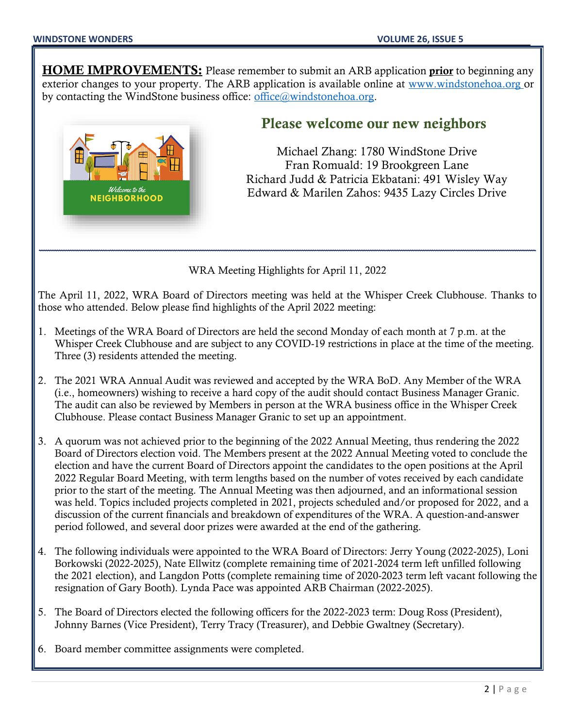**HOME IMPROVEMENTS:** Please remember to submit an ARB application **prior** to beginning any exterior changes to your property. The ARB application is available online at www.windstonehoa.org or by contacting the WindStone business office: office@windstonehoa.org.

## Please welcome our new neighbors

Michael Zhang: 1780 WindStone Drive
Fran Romuald: 19 Brookgreen Lane
Richard Judd & Patricia Ekbatani: 491 Wisley Way
Edward & Marilen Zahos: 9435 Lazy Circles Drive

---

WRA Meeting Highlights for April 11, 2022

The April 11, 2022, WRA Board of Directors meeting was held at the Whisper Creek Clubhouse. Thanks to those who attended. Below please find highlights of the April 2022 meeting:

1. Meetings of the WRA Board of Directors are held the second Monday of each month at 7 p.m. at the Whisper Creek Clubhouse and are subject to any COVID-19 restrictions in place at the time of the meeting. Three (3) residents attended the meeting.

2. The 2021 WRA Annual Audit was reviewed and accepted by the WRA BoD. Any Member of the WRA (i.e., homeowners) wishing to receive a hard copy of the audit should contact Business Manager Granic. The audit can also be reviewed by Members in person at the WRA business office in the Whisper Creek Clubhouse. Please contact Business Manager Granic to set up an appointment.

3. A quorum was not achieved prior to the beginning of the 2022 Annual Meeting, thus rendering the 2022 Board of Directors election void. The Members present at the 2022 Annual Meeting voted to conclude the election and have the current Board of Directors appoint the candidates to the open positions at the April 2022 Regular Board Meeting, with term lengths based on the number of votes received by each candidate prior to the start of the meeting. The Annual Meeting was then adjourned, and an informational session was held. Topics included projects completed in 2021, projects scheduled and/or proposed for 2022, and a discussion of the current financials and breakdown of expenditures of the WRA. A question-and-answer period followed, and several door prizes were awarded at the end of the gathering.

4. The following individuals were appointed to the WRA Board of Directors: Jerry Young (2022-2025), Loni Borkowski (2022-2025), Nate Ellwitz (complete remaining time of 2021-2024 term left unfilled following the 2021 election), and Langdon Potts (complete remaining time of 2020-2023 term left vacant following the resignation of Gary Booth). Lynda Pace was appointed ARB Chairman (2022-2025).

5. The Board of Directors elected the following officers for the 2022-2023 term: Doug Ross (President), Johnny Barnes (Vice President), Terry Tracy (Treasurer), and Debbie Gwaltney (Secretary).

6. Board member committee assignments were completed.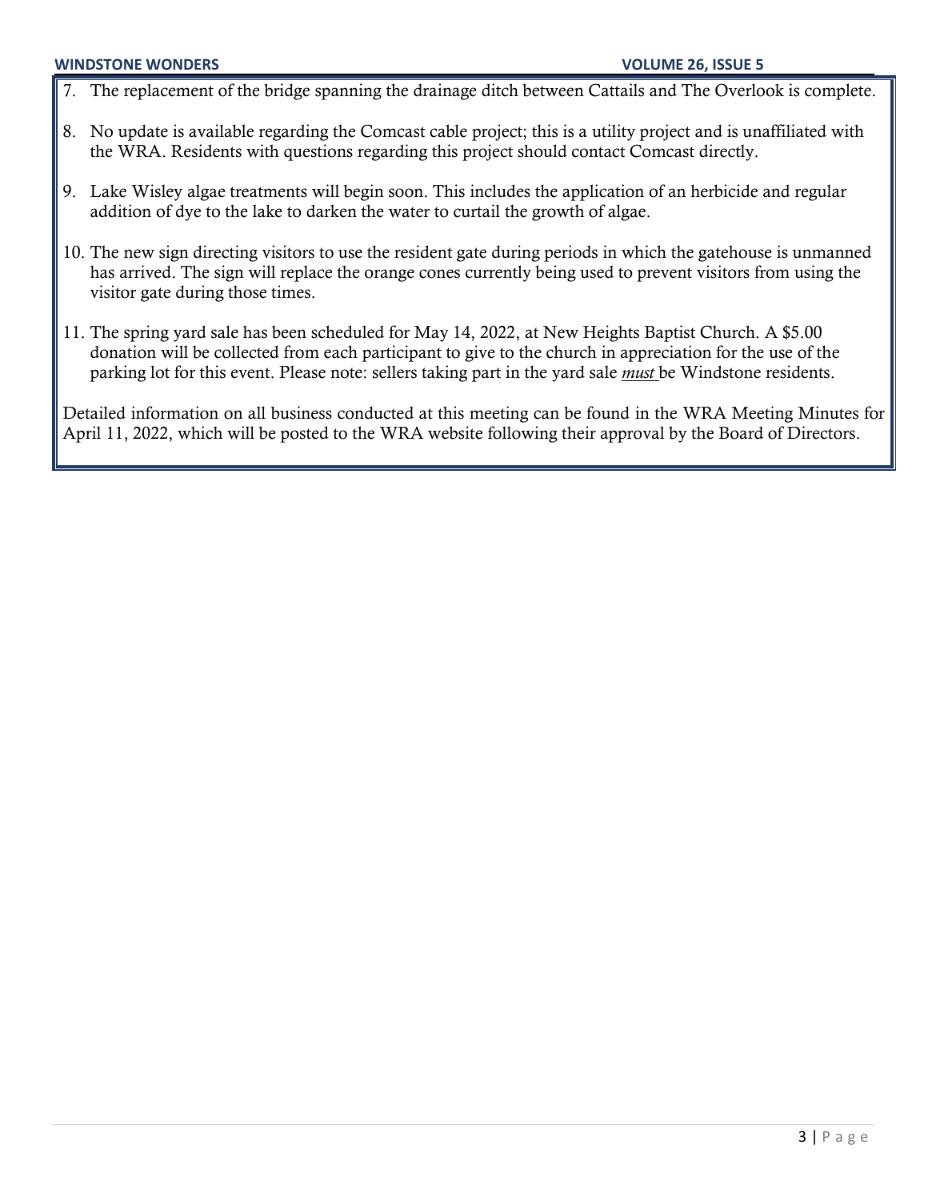7. The replacement of the bridge spanning the drainage ditch between Cattails and The Overlook is complete.

8. No update is available regarding the Comcast cable project; this is a utility project and is unaffiliated with the WRA. Residents with questions regarding this project should contact Comcast directly.

9. Lake Wisley algae treatments will begin soon. This includes the application of an herbicide and regular addition of dye to the lake to darken the water to curtail the growth of algae.

10. The new sign directing visitors to use the resident gate during periods in which the gatehouse is unmanned has arrived. The sign will replace the orange cones currently being used to prevent visitors from using the visitor gate during those times.

11. The spring yard sale has been scheduled for May 14, 2022, at New Heights Baptist Church. A $5.00 donation will be collected from each participant to give to the church in appreciation for the use of the parking lot for this event. Please note: sellers taking part in the yard sale ***must*** be Windstone residents.

Detailed information on all business conducted at this meeting can be found in the WRA Meeting Minutes for April 11, 2022, which will be posted to the WRA website following their approval by the Board of Directors.